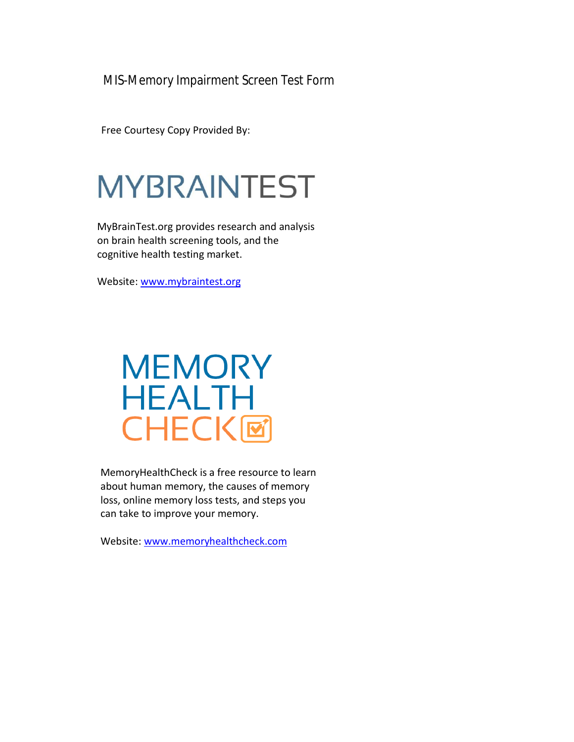# MIS-Memory Impairment Screen Test Form

Free Courtesy Copy Provided By:

MYBRAINTEST

MyBrainTest.org provides research and analysis on brain health screening tools, and the cognitive health testing market.

Website: www.mybraintest.org

MEMORY HEALTH CHECK

MemoryHealthCheck is a free resource to learn about human memory, the causes of memory loss, online memory loss tests, and steps you can take to improve your memory.

Website: www.memoryhealthcheck.com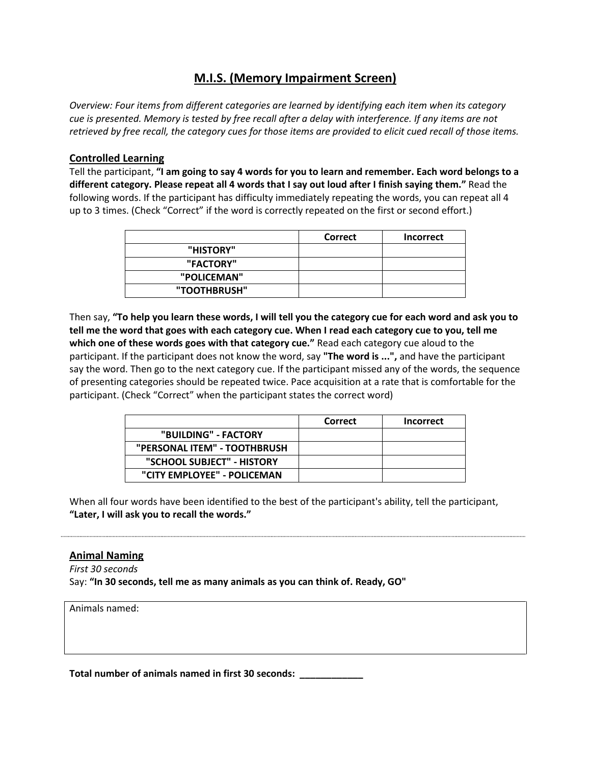# M.I.S. (Memory Impairment Screen)

*Overview: Four items from different categories are learned by identifying each item when its category cue is presented. Memory is tested by free recall after a delay with interference. If any items are not retrieved by free recall, the category cues for those items are provided to elicit cued recall of those items.*

## Controlled Learning

Tell the participant, **"I am going to say 4 words for you to learn and remember. Each word belongs to a different category. Please repeat all 4 words that I say out loud after I finish saying them."** Read the following words. If the participant has difficulty immediately repeating the words, you can repeat all 4 up to 3 times. (Check "Correct" if the word is correctly repeated on the first or second effort.)

| | Correct | Incorrect |
|---|---|---|
| **"HISTORY"** | | |
| **"FACTORY"** | | |
| **"POLICEMAN"** | | |
| **"TOOTHBRUSH"** | | |

Then say, **"To help you learn these words, I will tell you the category cue for each word and ask you to tell me the word that goes with each category cue. When I read each category cue to you, tell me which one of these words goes with that category cue."** Read each category cue aloud to the participant. If the participant does not know the word, say **"The word is ...",** and have the participant say the word. Then go to the next category cue. If the participant missed any of the words, the sequence of presenting categories should be repeated twice. Pace acquisition at a rate that is comfortable for the participant. (Check "Correct" when the participant states the correct word)

| | Correct | Incorrect |
|---|---|---|
| **"BUILDING" - FACTORY** | | |
| **"PERSONAL ITEM" - TOOTHBRUSH** | | |
| **"SCHOOL SUBJECT" - HISTORY** | | |
| **"CITY EMPLOYEE" - POLICEMAN** | | |

When all four words have been identified to the best of the participant's ability, tell the participant, **"Later, I will ask you to recall the words."**

---

## Animal Naming

*First 30 seconds*

Say: **"In 30 seconds, tell me as many animals as you can think of. Ready, GO"**

| Animals named: |
|---|
| |

**Total number of animals named in first 30 seconds: ____________**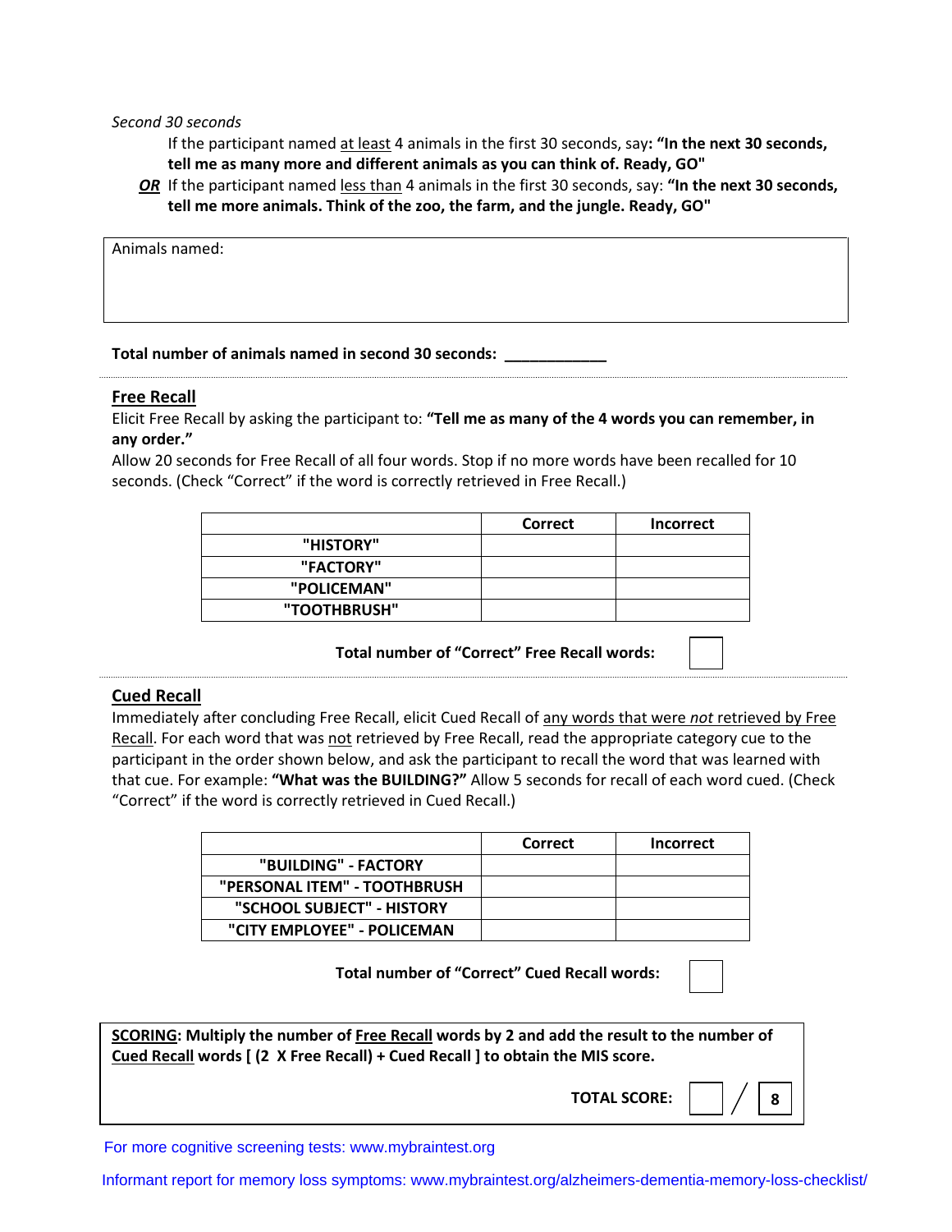*Second 30 seconds*

If the participant named at least 4 animals in the first 30 seconds, say**: "In the next 30 seconds, tell me as many more and different animals as you can think of. Ready, GO"**

***OR*** If the participant named less than 4 animals in the first 30 seconds, say: **"In the next 30 seconds, tell me more animals. Think of the zoo, the farm, and the jungle. Ready, GO"**

| Animals named: |
|---|
| |

**Total number of animals named in second 30 seconds: ____________**

## Free Recall

Elicit Free Recall by asking the participant to: **"Tell me as many of the 4 words you can remember, in any order."**

Allow 20 seconds for Free Recall of all four words. Stop if no more words have been recalled for 10 seconds. (Check "Correct" if the word is correctly retrieved in Free Recall.)

| | Correct | Incorrect |
|---|---|---|
| **"HISTORY"** | | |
| **"FACTORY"** | | |
| **"POLICEMAN"** | | |
| **"TOOTHBRUSH"** | | |

**Total number of "Correct" Free Recall words:** ☐

## Cued Recall

Immediately after concluding Free Recall, elicit Cued Recall of any words that were *not* retrieved by Free Recall. For each word that was not retrieved by Free Recall, read the appropriate category cue to the participant in the order shown below, and ask the participant to recall the word that was learned with that cue. For example: **"What was the BUILDING?"** Allow 5 seconds for recall of each word cued. (Check "Correct" if the word is correctly retrieved in Cued Recall.)

| | Correct | Incorrect |
|---|---|---|
| **"BUILDING" - FACTORY** | | |
| **"PERSONAL ITEM" - TOOTHBRUSH** | | |
| **"SCHOOL SUBJECT" - HISTORY** | | |
| **"CITY EMPLOYEE" - POLICEMAN** | | |

**Total number of "Correct" Cued Recall words:** ☐

**SCORING: Multiply the number of Free Recall words by 2 and add the result to the number of Cued Recall words [ (2 X Free Recall) + Cued Recall ] to obtain the MIS score.**

**TOTAL SCORE:** ☐ / **8**

For more cognitive screening tests: www.mybraintest.org

Informant report for memory loss symptoms: www.mybraintest.org/alzheimers-dementia-memory-loss-checklist/